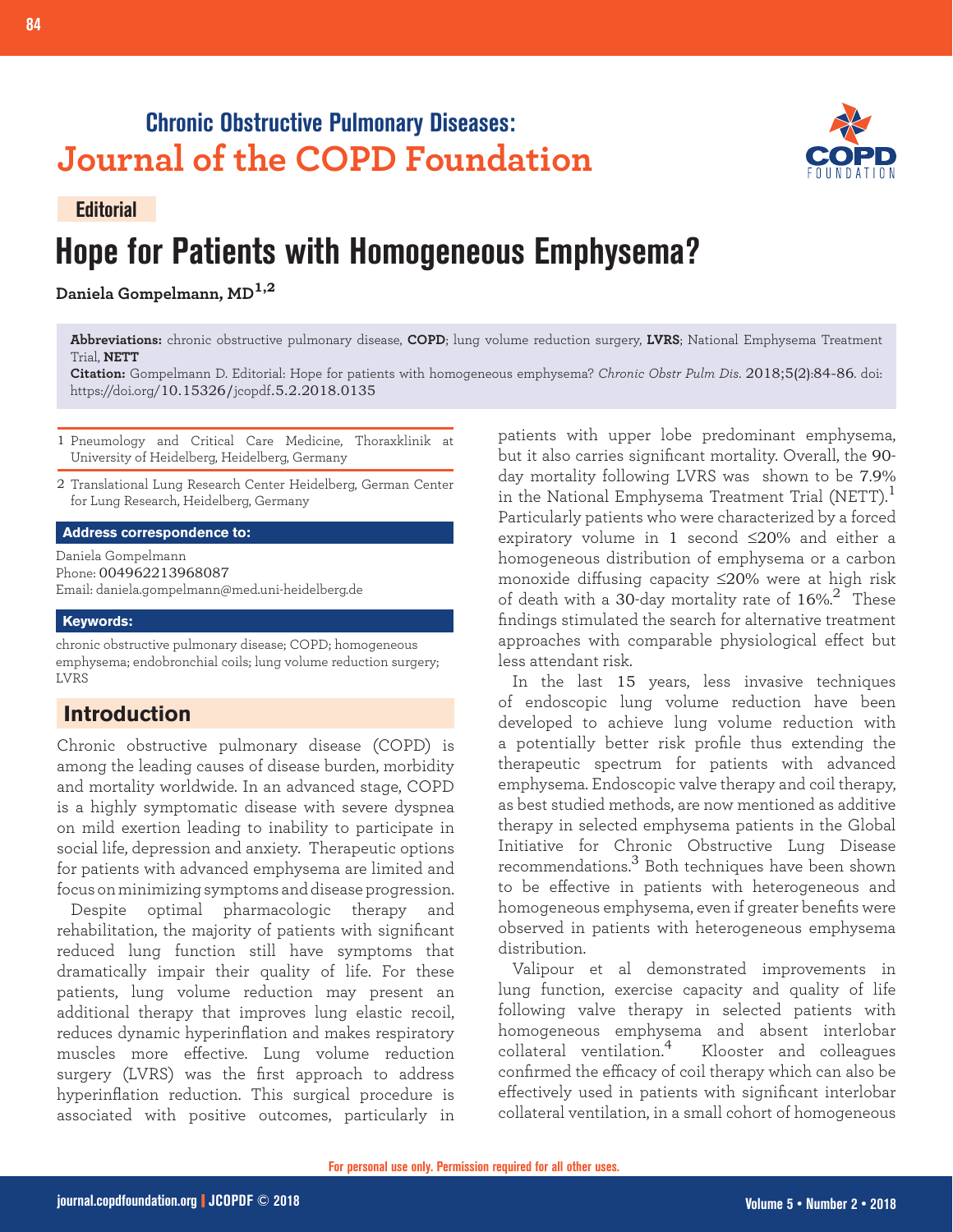**Chronic Obstructive Pulmonary Diseases:**
**Journal of the COPD Foundation**

Editorial

# Hope for Patients with Homogeneous Emphysema?

**Daniela Gompelmann, MD**[1,2]

**Abbreviations:** chronic obstructive pulmonary disease, **COPD**; lung volume reduction surgery, **LVRS**; National Emphysema Treatment Trial, **NETT**

**Citation:** Gompelmann D. Editorial: Hope for patients with homogeneous emphysema? *Chronic Obstr Pulm Dis*. 2018;5(2):84-86. doi: https://doi.org/10.15326/jcopdf.5.2.2018.0135

1 Pneumology and Critical Care Medicine, Thoraxklinik at University of Heidelberg, Heidelberg, Germany

2 Translational Lung Research Center Heidelberg, German Center for Lung Research, Heidelberg, Germany

**Address correspondence to:**

Daniela Gompelmann
Phone: 004962213968087
Email: daniela.gompelmann@med.uni-heidelberg.de

**Keywords:**

chronic obstructive pulmonary disease; COPD; homogeneous emphysema; endobronchial coils; lung volume reduction surgery; LVRS

## Introduction

Chronic obstructive pulmonary disease (COPD) is among the leading causes of disease burden, morbidity and mortality worldwide. In an advanced stage, COPD is a highly symptomatic disease with severe dyspnea on mild exertion leading to inability to participate in social life, depression and anxiety. Therapeutic options for patients with advanced emphysema are limited and focus on minimizing symptoms and disease progression.

Despite optimal pharmacologic therapy and rehabilitation, the majority of patients with significant reduced lung function still have symptoms that dramatically impair their quality of life. For these patients, lung volume reduction may present an additional therapy that improves lung elastic recoil, reduces dynamic hyperinflation and makes respiratory muscles more effective. Lung volume reduction surgery (LVRS) was the first approach to address hyperinflation reduction. This surgical procedure is associated with positive outcomes, particularly in patients with upper lobe predominant emphysema, but it also carries significant mortality. Overall, the 90-day mortality following LVRS was shown to be 7.9% in the National Emphysema Treatment Trial (NETT).[1] Particularly patients who were characterized by a forced expiratory volume in 1 second ≤20% and either a homogeneous distribution of emphysema or a carbon monoxide diffusing capacity ≤20% were at high risk of death with a 30-day mortality rate of 16%.[2] These findings stimulated the search for alternative treatment approaches with comparable physiological effect but less attendant risk.

In the last 15 years, less invasive techniques of endoscopic lung volume reduction have been developed to achieve lung volume reduction with a potentially better risk profile thus extending the therapeutic spectrum for patients with advanced emphysema. Endoscopic valve therapy and coil therapy, as best studied methods, are now mentioned as additive therapy in selected emphysema patients in the Global Initiative for Chronic Obstructive Lung Disease recommendations.[3] Both techniques have been shown to be effective in patients with heterogeneous and homogeneous emphysema, even if greater benefits were observed in patients with heterogeneous emphysema distribution.

Valipour et al demonstrated improvements in lung function, exercise capacity and quality of life following valve therapy in selected patients with homogeneous emphysema and absent interlobar collateral ventilation.[4] Klooster and colleagues confirmed the efficacy of coil therapy which can also be effectively used in patients with significant interlobar collateral ventilation, in a small cohort of homogeneous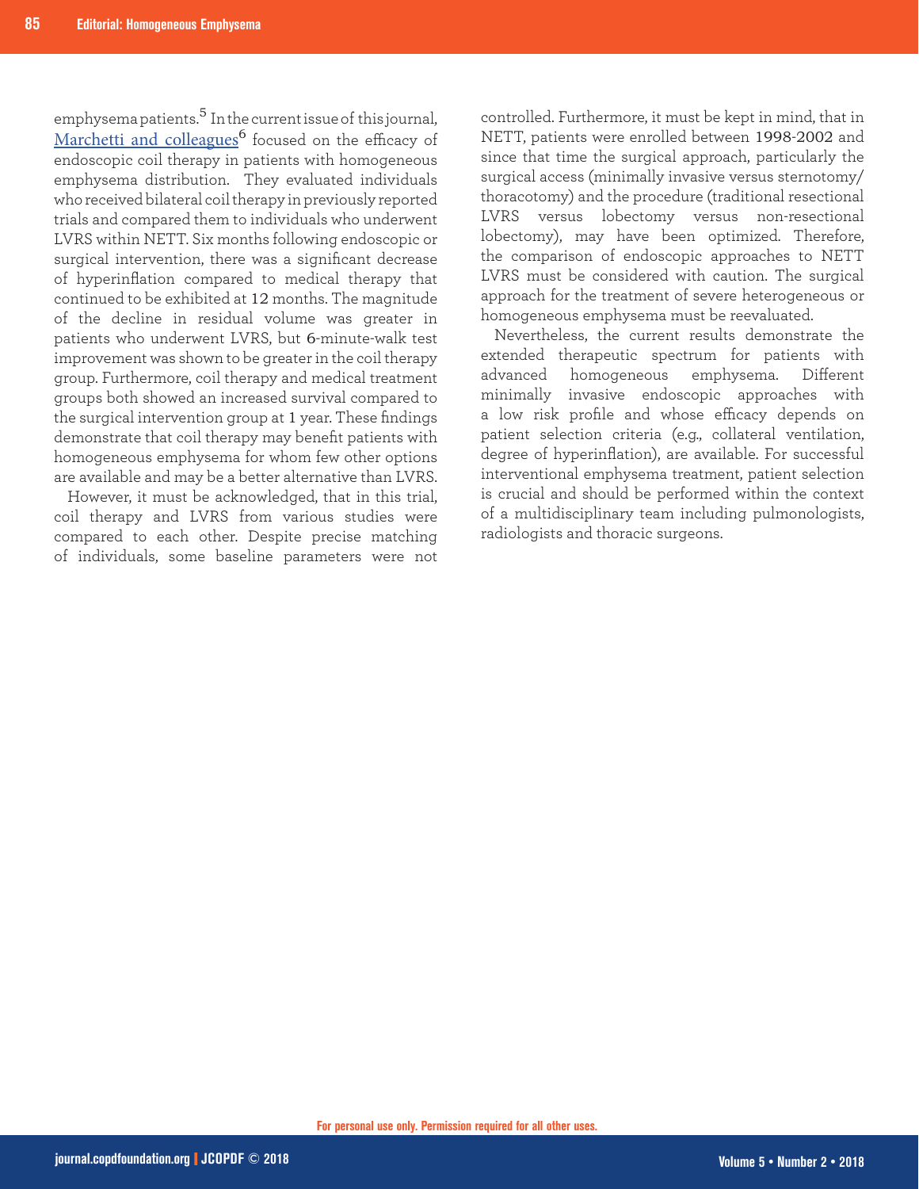emphysema patients.[5] In the current issue of this journal, Marchetti and colleagues[6] focused on the efficacy of endoscopic coil therapy in patients with homogeneous emphysema distribution. They evaluated individuals who received bilateral coil therapy in previously reported trials and compared them to individuals who underwent LVRS within NETT. Six months following endoscopic or surgical intervention, there was a significant decrease of hyperinflation compared to medical therapy that continued to be exhibited at 12 months. The magnitude of the decline in residual volume was greater in patients who underwent LVRS, but 6-minute-walk test improvement was shown to be greater in the coil therapy group. Furthermore, coil therapy and medical treatment groups both showed an increased survival compared to the surgical intervention group at 1 year. These findings demonstrate that coil therapy may benefit patients with homogeneous emphysema for whom few other options are available and may be a better alternative than LVRS.

However, it must be acknowledged, that in this trial, coil therapy and LVRS from various studies were compared to each other. Despite precise matching of individuals, some baseline parameters were not controlled. Furthermore, it must be kept in mind, that in NETT, patients were enrolled between 1998-2002 and since that time the surgical approach, particularly the surgical access (minimally invasive versus sternotomy/thoracotomy) and the procedure (traditional resectional LVRS versus lobectomy versus non-resectional lobectomy), may have been optimized. Therefore, the comparison of endoscopic approaches to NETT LVRS must be considered with caution. The surgical approach for the treatment of severe heterogeneous or homogeneous emphysema must be reevaluated.

Nevertheless, the current results demonstrate the extended therapeutic spectrum for patients with advanced homogeneous emphysema. Different minimally invasive endoscopic approaches with a low risk profile and whose efficacy depends on patient selection criteria (e.g., collateral ventilation, degree of hyperinflation), are available. For successful interventional emphysema treatment, patient selection is crucial and should be performed within the context of a multidisciplinary team including pulmonologists, radiologists and thoracic surgeons.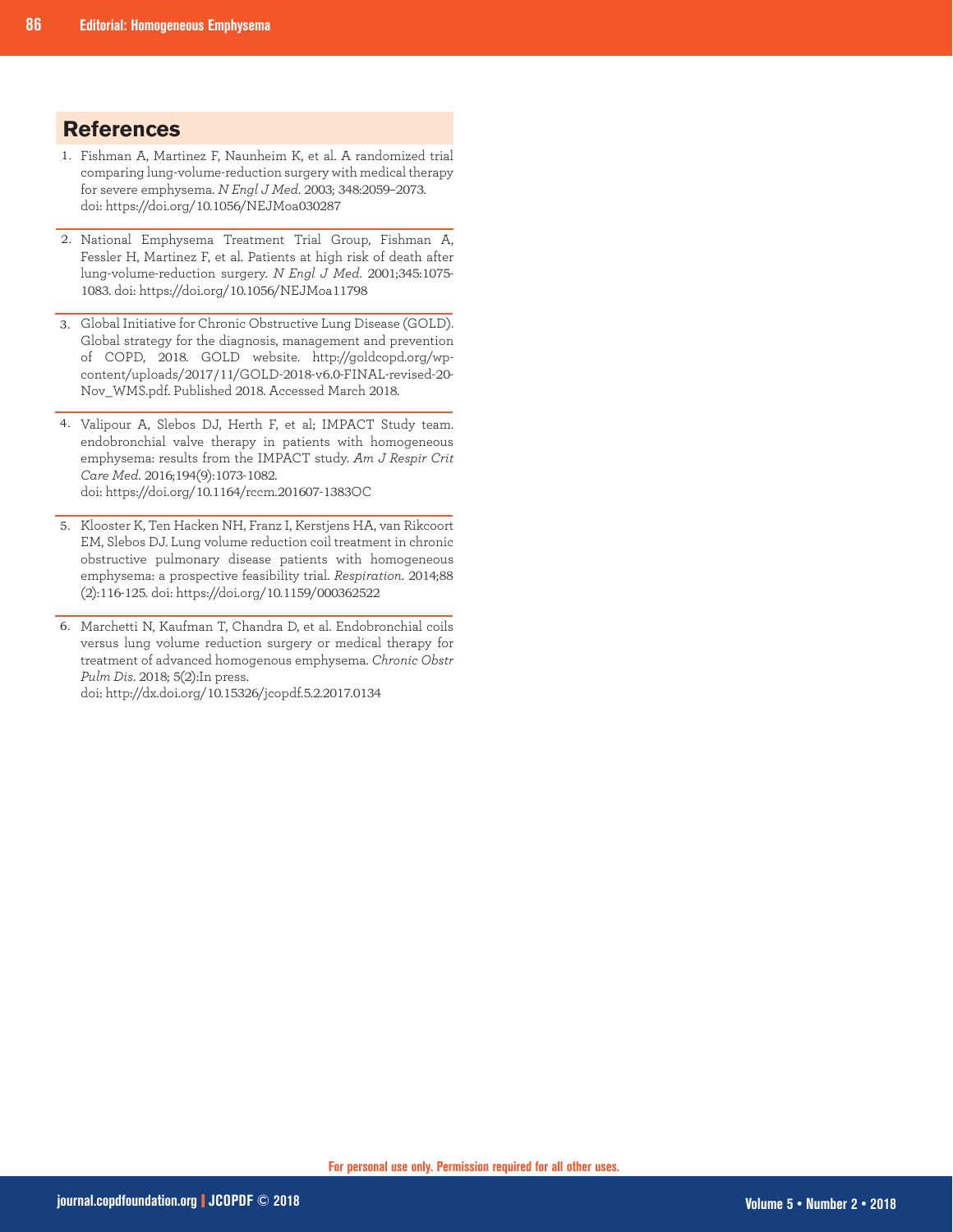## References

1. Fishman A, Martinez F, Naunheim K, et al. A randomized trial comparing lung-volume-reduction surgery with medical therapy for severe emphysema. *N Engl J Med*. 2003; 348:2059–2073. doi: https://doi.org/10.1056/NEJMoa030287

2. National Emphysema Treatment Trial Group, Fishman A, Fessler H, Martinez F, et al. Patients at high risk of death after lung-volume-reduction surgery. *N Engl J Med*. 2001;345:1075-1083. doi: https://doi.org/10.1056/NEJMoa11798

3. Global Initiative for Chronic Obstructive Lung Disease (GOLD). Global strategy for the diagnosis, management and prevention of COPD, 2018. GOLD website. http://goldcopd.org/wp-content/uploads/2017/11/GOLD-2018-v6.0-FINAL-revised-20-Nov_WMS.pdf. Published 2018. Accessed March 2018.

4. Valipour A, Slebos DJ, Herth F, et al; IMPACT Study team. endobronchial valve therapy in patients with homogeneous emphysema: results from the IMPACT study. *Am J Respir Crit Care Med*. 2016;194(9):1073-1082. doi: https://doi.org/10.1164/rccm.201607-1383OC

5. Klooster K, Ten Hacken NH, Franz I, Kerstjens HA, van Rikcoort EM, Slebos DJ. Lung volume reduction coil treatment in chronic obstructive pulmonary disease patients with homogeneous emphysema: a prospective feasibility trial. *Respiration*. 2014;88 (2):116-125. doi: https://doi.org/10.1159/000362522

6. Marchetti N, Kaufman T, Chandra D, et al. Endobronchial coils versus lung volume reduction surgery or medical therapy for treatment of advanced homogenous emphysema. *Chronic Obstr Pulm Dis*. 2018; 5(2):In press. doi: http://dx.doi.org/10.15326/jcopdf.5.2.2017.0134

For personal use only. Permission required for all other uses.